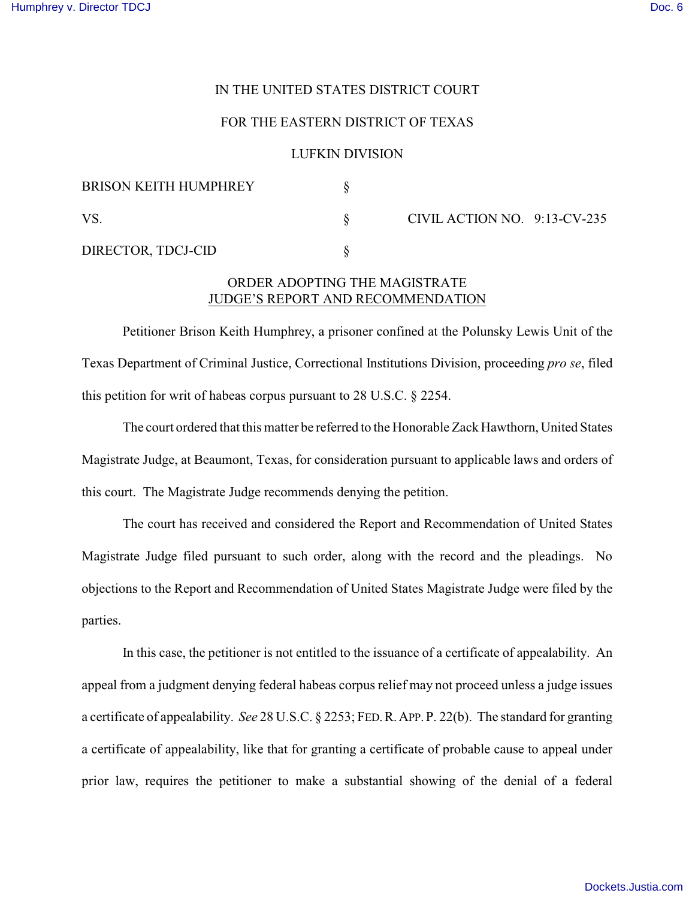IN THE UNITED STATES DISTRICT COURT

FOR THE EASTERN DISTRICT OF TEXAS

LUFKIN DIVISION

| | | |
|---|---|---|
| BRISON KEITH HUMPHREY | § | |
| VS. | § | CIVIL ACTION NO. 9:13-CV-235 |
| DIRECTOR, TDCJ-CID | § | |

ORDER ADOPTING THE MAGISTRATE JUDGE'S REPORT AND RECOMMENDATION

Petitioner Brison Keith Humphrey, a prisoner confined at the Polunsky Lewis Unit of the Texas Department of Criminal Justice, Correctional Institutions Division, proceeding *pro se*, filed this petition for writ of habeas corpus pursuant to 28 U.S.C. § 2254.

The court ordered that this matter be referred to the Honorable Zack Hawthorn, United States Magistrate Judge, at Beaumont, Texas, for consideration pursuant to applicable laws and orders of this court. The Magistrate Judge recommends denying the petition.

The court has received and considered the Report and Recommendation of United States Magistrate Judge filed pursuant to such order, along with the record and the pleadings. No objections to the Report and Recommendation of United States Magistrate Judge were filed by the parties.

In this case, the petitioner is not entitled to the issuance of a certificate of appealability. An appeal from a judgment denying federal habeas corpus relief may not proceed unless a judge issues a certificate of appealability. *See* 28 U.S.C. § 2253; FED. R. APP. P. 22(b). The standard for granting a certificate of appealability, like that for granting a certificate of probable cause to appeal under prior law, requires the petitioner to make a substantial showing of the denial of a federal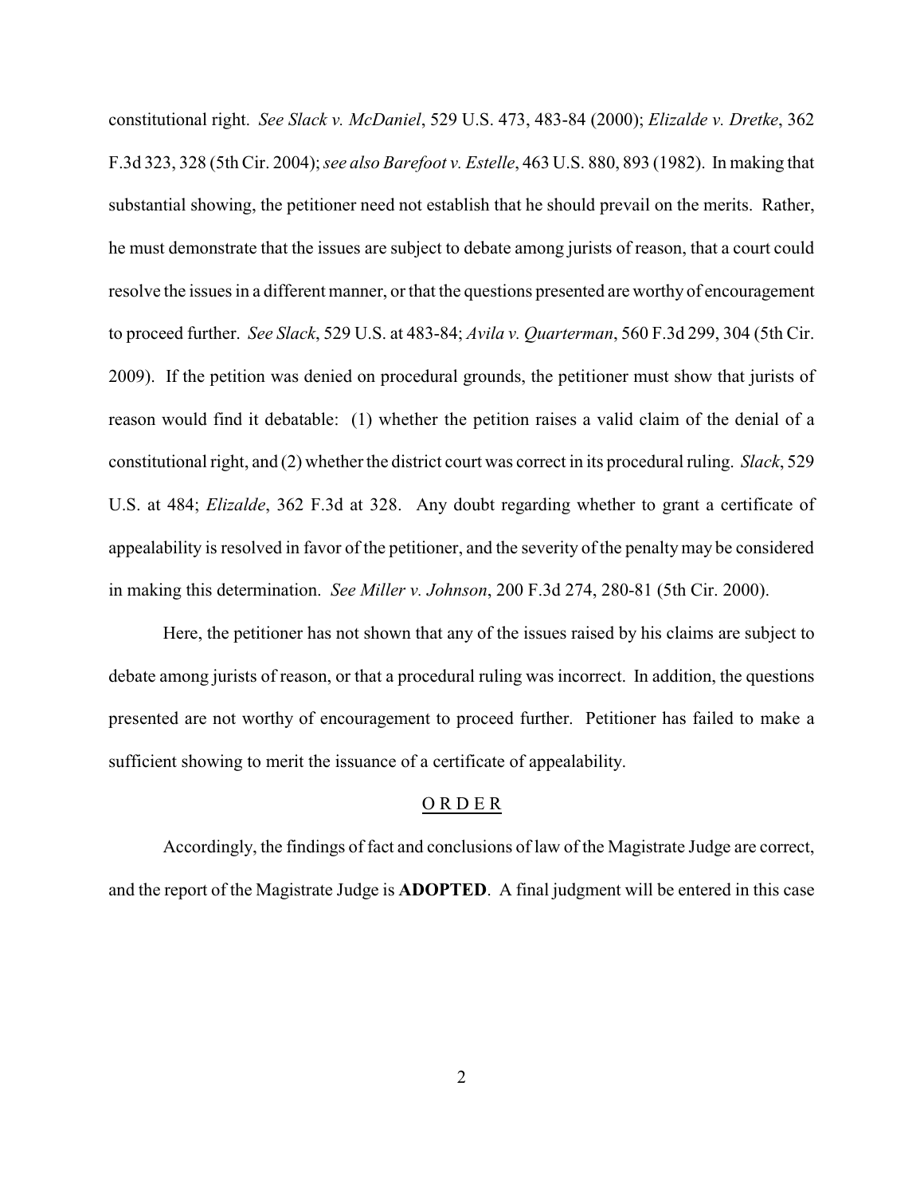constitutional right. *See Slack v. McDaniel*, 529 U.S. 473, 483-84 (2000); *Elizalde v. Dretke*, 362 F.3d 323, 328 (5th Cir. 2004); *see also Barefoot v. Estelle*, 463 U.S. 880, 893 (1982). In making that substantial showing, the petitioner need not establish that he should prevail on the merits. Rather, he must demonstrate that the issues are subject to debate among jurists of reason, that a court could resolve the issues in a different manner, or that the questions presented are worthy of encouragement to proceed further. *See Slack*, 529 U.S. at 483-84; *Avila v. Quarterman*, 560 F.3d 299, 304 (5th Cir. 2009). If the petition was denied on procedural grounds, the petitioner must show that jurists of reason would find it debatable: (1) whether the petition raises a valid claim of the denial of a constitutional right, and (2) whether the district court was correct in its procedural ruling. *Slack*, 529 U.S. at 484; *Elizalde*, 362 F.3d at 328. Any doubt regarding whether to grant a certificate of appealability is resolved in favor of the petitioner, and the severity of the penalty may be considered in making this determination. *See Miller v. Johnson*, 200 F.3d 274, 280-81 (5th Cir. 2000).

Here, the petitioner has not shown that any of the issues raised by his claims are subject to debate among jurists of reason, or that a procedural ruling was incorrect. In addition, the questions presented are not worthy of encouragement to proceed further. Petitioner has failed to make a sufficient showing to merit the issuance of a certificate of appealability.

## O R D E R

Accordingly, the findings of fact and conclusions of law of the Magistrate Judge are correct, and the report of the Magistrate Judge is **ADOPTED**. A final judgment will be entered in this case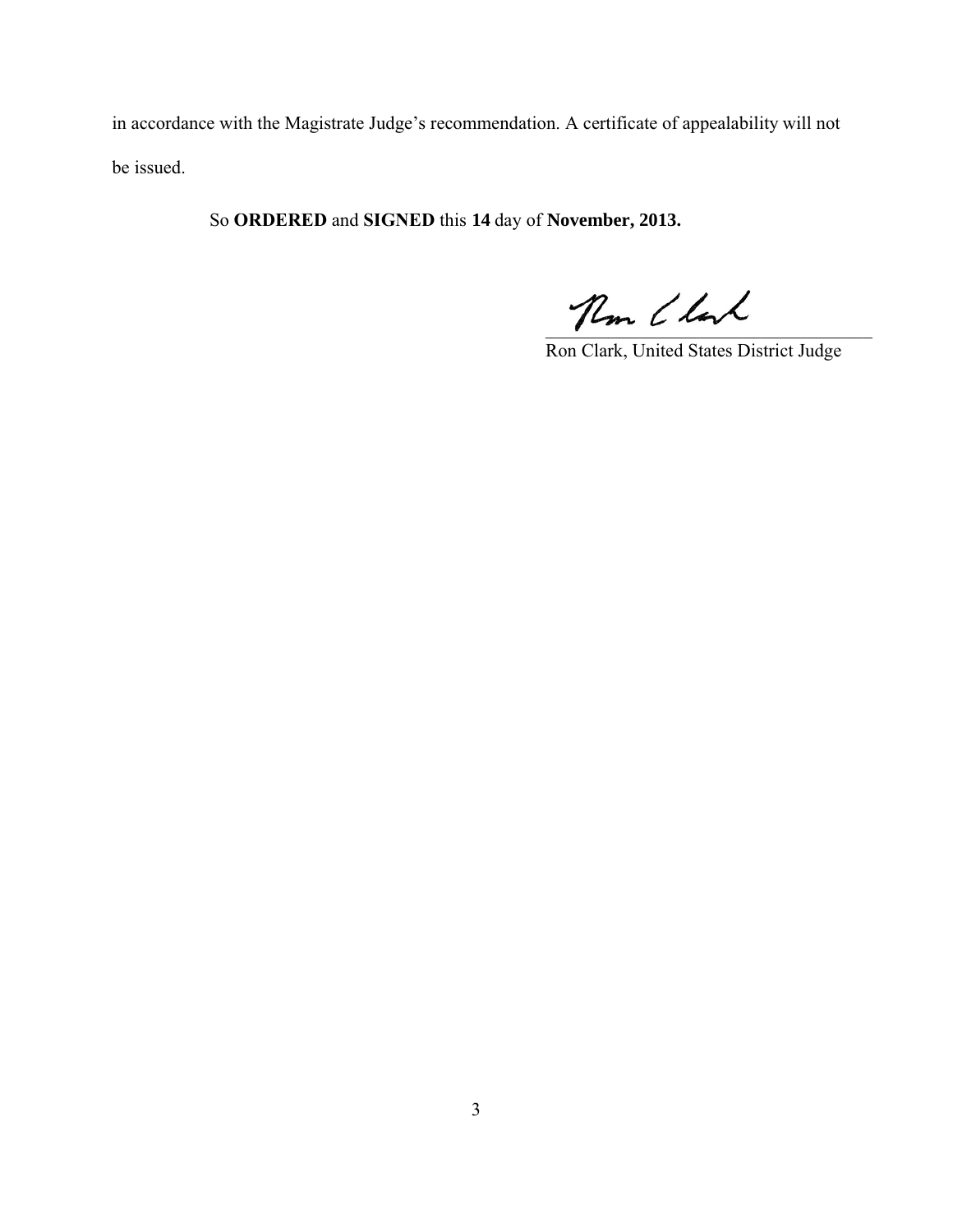in accordance with the Magistrate Judge's recommendation. A certificate of appealability will not be issued.

So **ORDERED** and **SIGNED** this **14** day of **November, 2013.**

Ron Clark, United States District Judge